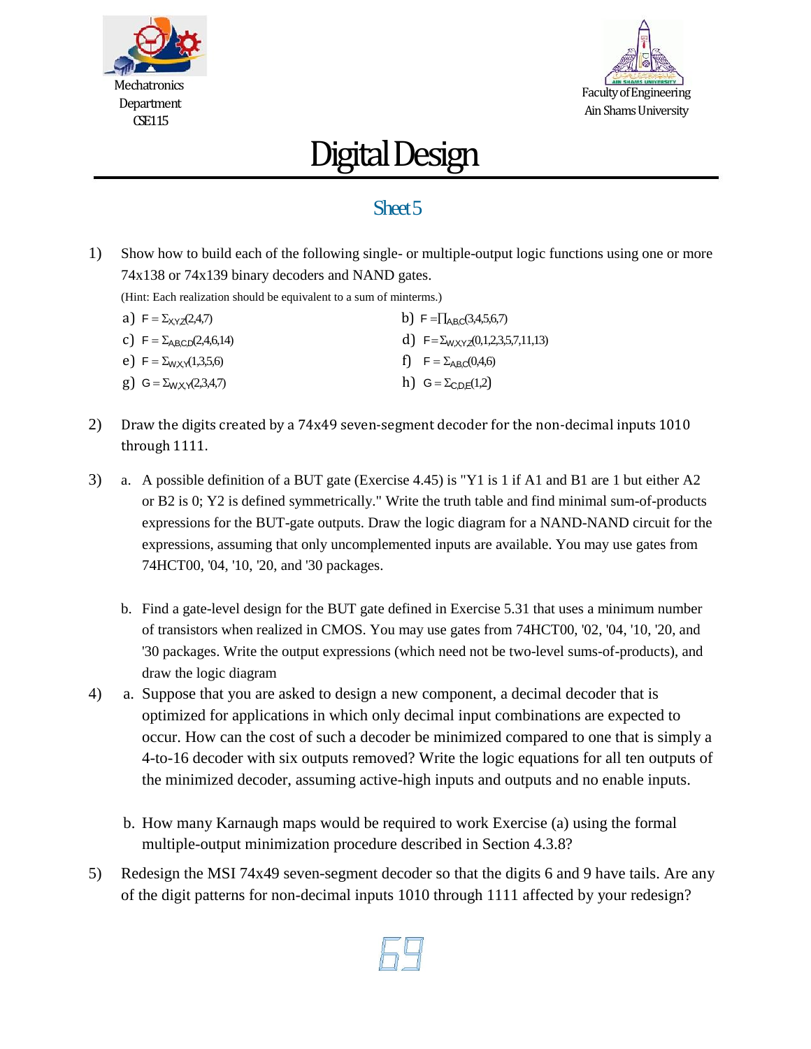Mechatronics Department CSE115

Faculty of Engineering Ain Shams University

# Digital Design

## Sheet 5

1) Show how to build each of the following single- or multiple-output logic functions using one or more 74x138 or 74x139 binary decoders and NAND gates.

   (Hint: Each realization should be equivalent to a sum of minterms.)

   a) $F = \Sigma_{X,Y,Z}(2,4,7)$
   b) $F = \prod_{A,B,C}(3,4,5,6,7)$
   c) $F = \Sigma_{A,B,C,D}(2,4,6,14)$
   d) $F = \Sigma_{W,X,Y,Z}(0,1,2,3,5,7,11,13)$
   e) $F = \Sigma_{W,X,Y}(1,3,5,6)$
   f) $F = \Sigma_{A,B,C}(0,4,6)$
   g) $G = \Sigma_{W,X,Y}(2,3,4,7)$
   h) $G = \Sigma_{C,D,E}(1,2)$

2) Draw the digits created by a 74x49 seven-segment decoder for the non-decimal inputs 1010 through 1111.

3) a. A possible definition of a BUT gate (Exercise 4.45) is "Y1 is 1 if A1 and B1 are 1 but either A2 or B2 is 0; Y2 is defined symmetrically." Write the truth table and find minimal sum-of-products expressions for the BUT-gate outputs. Draw the logic diagram for a NAND-NAND circuit for the expressions, assuming that only uncomplemented inputs are available. You may use gates from 74HCT00, '04, '10, '20, and '30 packages.

   b. Find a gate-level design for the BUT gate defined in Exercise 5.31 that uses a minimum number of transistors when realized in CMOS. You may use gates from 74HCT00, '02, '04, '10, '20, and '30 packages. Write the output expressions (which need not be two-level sums-of-products), and draw the logic diagram

4) a. Suppose that you are asked to design a new component, a decimal decoder that is optimized for applications in which only decimal input combinations are expected to occur. How can the cost of such a decoder be minimized compared to one that is simply a 4-to-16 decoder with six outputs removed? Write the logic equations for all ten outputs of the minimized decoder, assuming active-high inputs and outputs and no enable inputs.

   b. How many Karnaugh maps would be required to work Exercise (a) using the formal multiple-output minimization procedure described in Section 4.3.8?

5) Redesign the MSI 74x49 seven-segment decoder so that the digits 6 and 9 have tails. Are any of the digit patterns for non-decimal inputs 1010 through 1111 affected by your redesign?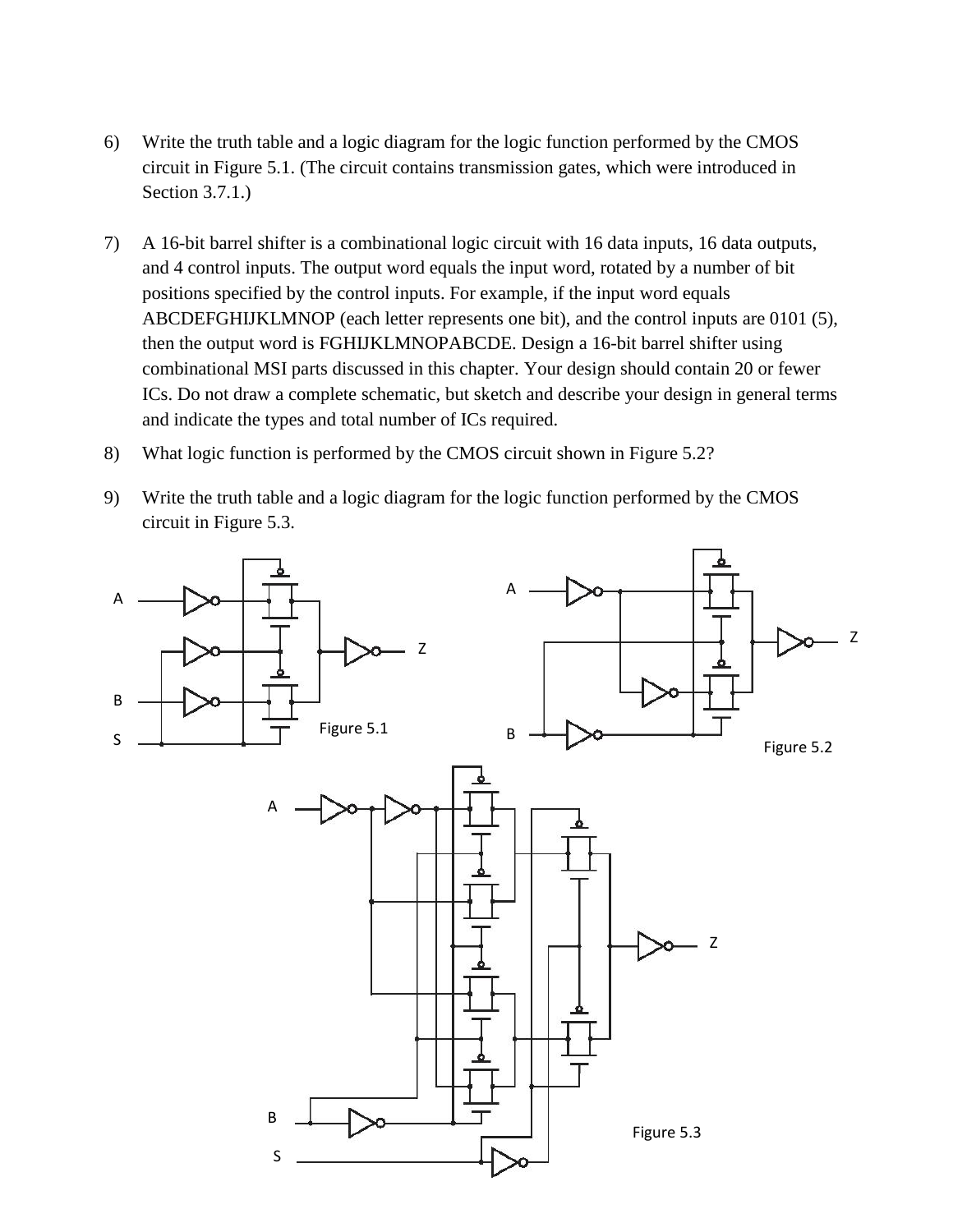6) Write the truth table and a logic diagram for the logic function performed by the CMOS circuit in Figure 5.1. (The circuit contains transmission gates, which were introduced in Section 3.7.1.)

7) A 16-bit barrel shifter is a combinational logic circuit with 16 data inputs, 16 data outputs, and 4 control inputs. The output word equals the input word, rotated by a number of bit positions specified by the control inputs. For example, if the input word equals ABCDEFGHIJKLMNOP (each letter represents one bit), and the control inputs are 0101 (5), then the output word is FGHIJKLMNOPABCDE. Design a 16-bit barrel shifter using combinational MSI parts discussed in this chapter. Your design should contain 20 or fewer ICs. Do not draw a complete schematic, but sketch and describe your design in general terms and indicate the types and total number of ICs required.

8) What logic function is performed by the CMOS circuit shown in Figure 5.2?

9) Write the truth table and a logic diagram for the logic function performed by the CMOS circuit in Figure 5.3.

A

B

S

Z

Figure 5.1

A

B

Z

Figure 5.2

A

B

S

Z

Figure 5.3